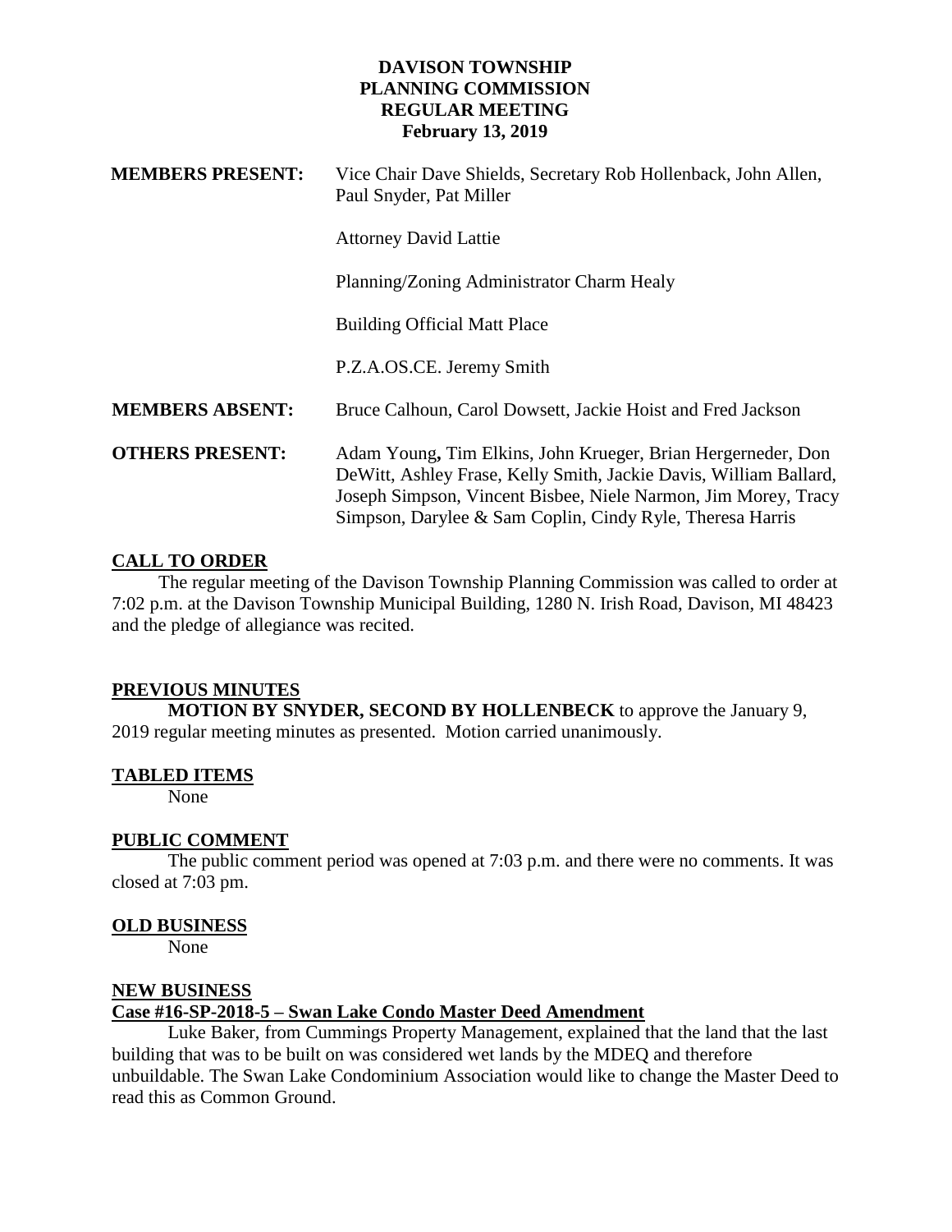**DAVISON TOWNSHIP**
**PLANNING COMMISSION**
**REGULAR MEETING**
**February 13, 2019**

| | |
|---|---|
| **MEMBERS PRESENT:** | Vice Chair Dave Shields, Secretary Rob Hollenback, John Allen, Paul Snyder, Pat Miller |
| | Attorney David Lattie |
| | Planning/Zoning Administrator Charm Healy |
| | Building Official Matt Place |
| | P.Z.A.OS.CE. Jeremy Smith |
| **MEMBERS ABSENT:** | Bruce Calhoun, Carol Dowsett, Jackie Hoist and Fred Jackson |
| **OTHERS PRESENT:** | Adam Young**,** Tim Elkins, John Krueger, Brian Hergerneder, Don DeWitt, Ashley Frase, Kelly Smith, Jackie Davis, William Ballard, Joseph Simpson, Vincent Bisbee, Niele Narmon, Jim Morey, Tracy Simpson, Darylee & Sam Coplin, Cindy Ryle, Theresa Harris |

**CALL TO ORDER**

The regular meeting of the Davison Township Planning Commission was called to order at 7:02 p.m. at the Davison Township Municipal Building, 1280 N. Irish Road, Davison, MI 48423 and the pledge of allegiance was recited.

**PREVIOUS MINUTES**

**MOTION BY SNYDER, SECOND BY HOLLENBECK** to approve the January 9, 2019 regular meeting minutes as presented. Motion carried unanimously.

**TABLED ITEMS**

None

**PUBLIC COMMENT**

The public comment period was opened at 7:03 p.m. and there were no comments. It was closed at 7:03 pm.

**OLD BUSINESS**

None

**NEW BUSINESS**

**Case #16-SP-2018-5 – Swan Lake Condo Master Deed Amendment**

Luke Baker, from Cummings Property Management, explained that the land that the last building that was to be built on was considered wet lands by the MDEQ and therefore unbuildable. The Swan Lake Condominium Association would like to change the Master Deed to read this as Common Ground.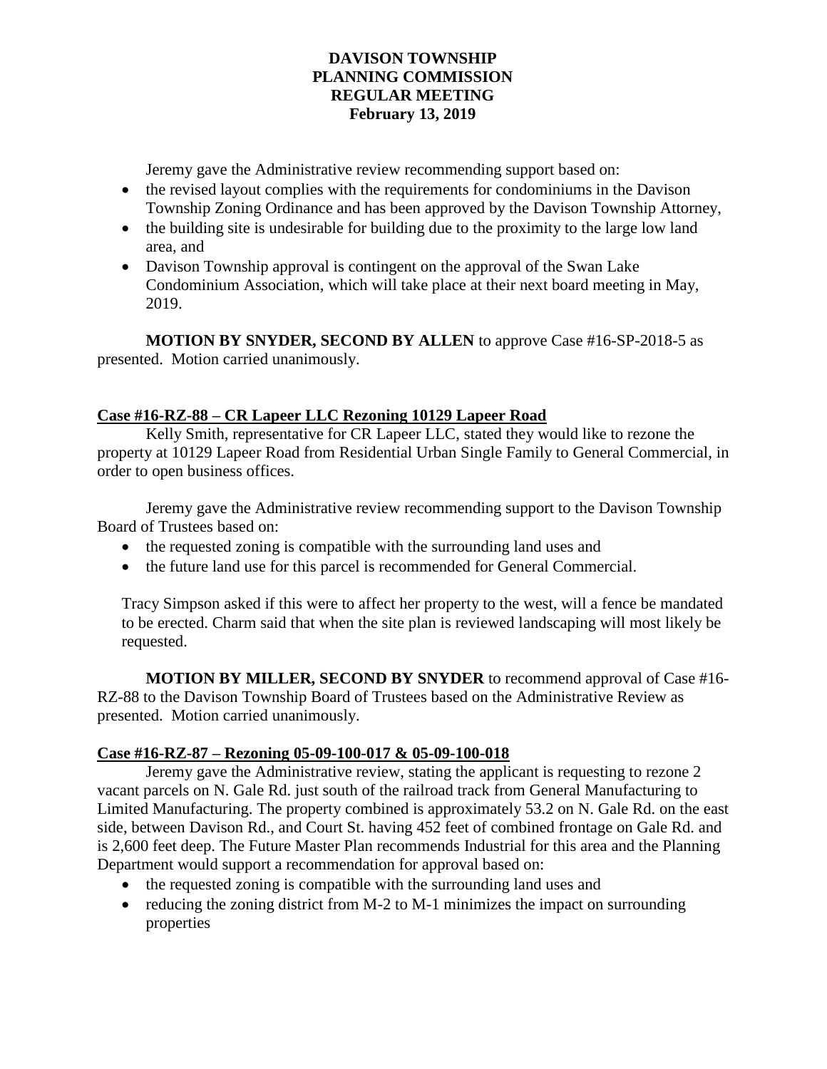Jeremy gave the Administrative review recommending support based on:

- the revised layout complies with the requirements for condominiums in the Davison Township Zoning Ordinance and has been approved by the Davison Township Attorney,
- the building site is undesirable for building due to the proximity to the large low land area, and
- Davison Township approval is contingent on the approval of the Swan Lake Condominium Association, which will take place at their next board meeting in May, 2019.

**MOTION BY SNYDER, SECOND BY ALLEN** to approve Case #16-SP-2018-5 as presented. Motion carried unanimously.

**Case #16-RZ-88 – CR Lapeer LLC Rezoning 10129 Lapeer Road**

Kelly Smith, representative for CR Lapeer LLC, stated they would like to rezone the property at 10129 Lapeer Road from Residential Urban Single Family to General Commercial, in order to open business offices.

Jeremy gave the Administrative review recommending support to the Davison Township Board of Trustees based on:

- the requested zoning is compatible with the surrounding land uses and
- the future land use for this parcel is recommended for General Commercial.

Tracy Simpson asked if this were to affect her property to the west, will a fence be mandated to be erected. Charm said that when the site plan is reviewed landscaping will most likely be requested.

**MOTION BY MILLER, SECOND BY SNYDER** to recommend approval of Case #16-RZ-88 to the Davison Township Board of Trustees based on the Administrative Review as presented. Motion carried unanimously.

**Case #16-RZ-87 – Rezoning 05-09-100-017 & 05-09-100-018**

Jeremy gave the Administrative review, stating the applicant is requesting to rezone 2 vacant parcels on N. Gale Rd. just south of the railroad track from General Manufacturing to Limited Manufacturing. The property combined is approximately 53.2 on N. Gale Rd. on the east side, between Davison Rd., and Court St. having 452 feet of combined frontage on Gale Rd. and is 2,600 feet deep. The Future Master Plan recommends Industrial for this area and the Planning Department would support a recommendation for approval based on:

- the requested zoning is compatible with the surrounding land uses and
- reducing the zoning district from M-2 to M-1 minimizes the impact on surrounding properties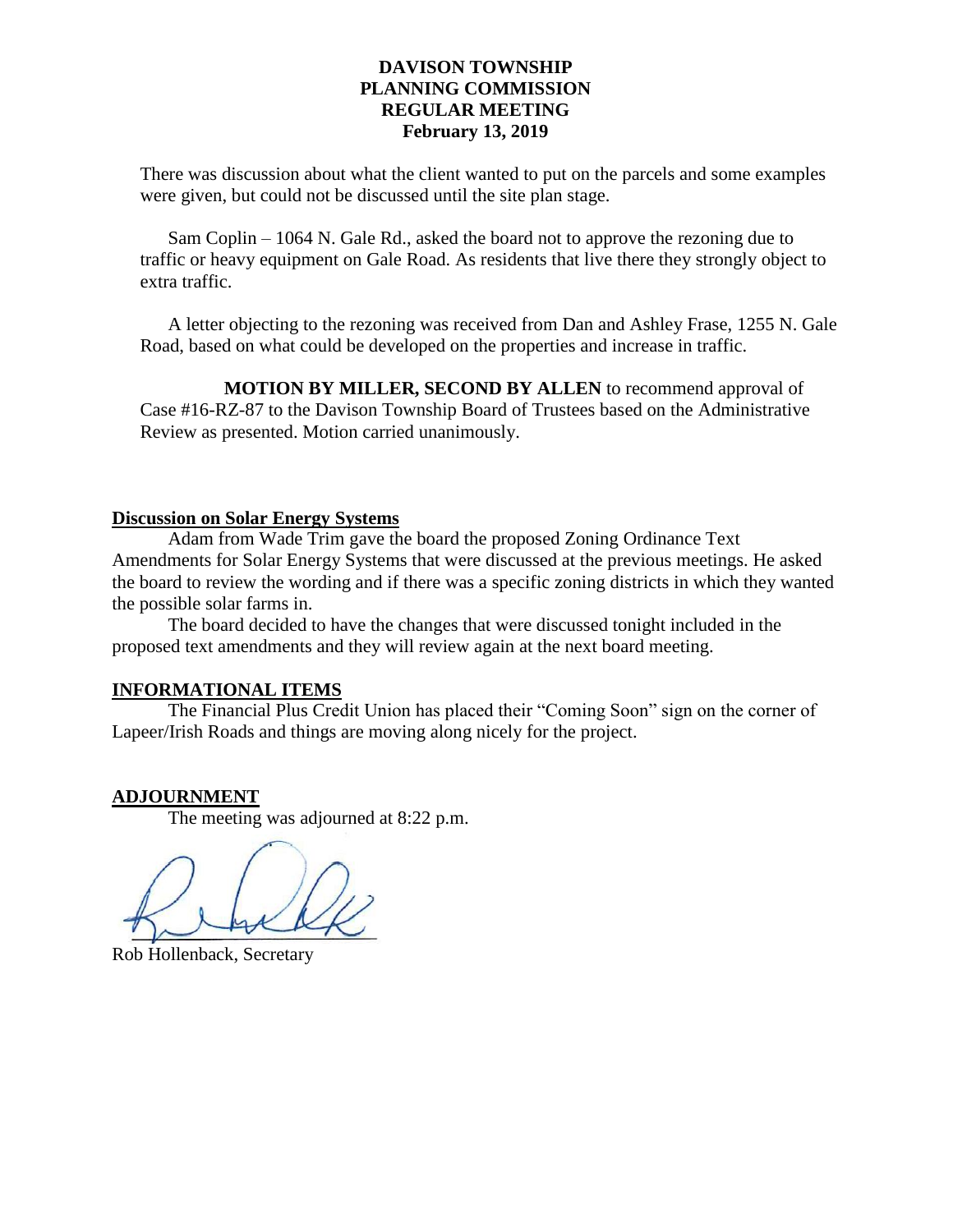**DAVISON TOWNSHIP**
**PLANNING COMMISSION**
**REGULAR MEETING**
**February 13, 2019**

There was discussion about what the client wanted to put on the parcels and some examples were given, but could not be discussed until the site plan stage.

Sam Coplin – 1064 N. Gale Rd., asked the board not to approve the rezoning due to traffic or heavy equipment on Gale Road. As residents that live there they strongly object to extra traffic.

A letter objecting to the rezoning was received from Dan and Ashley Frase, 1255 N. Gale Road, based on what could be developed on the properties and increase in traffic.

**MOTION BY MILLER, SECOND BY ALLEN** to recommend approval of Case #16-RZ-87 to the Davison Township Board of Trustees based on the Administrative Review as presented. Motion carried unanimously.

**Discussion on Solar Energy Systems**

Adam from Wade Trim gave the board the proposed Zoning Ordinance Text Amendments for Solar Energy Systems that were discussed at the previous meetings. He asked the board to review the wording and if there was a specific zoning districts in which they wanted the possible solar farms in.

The board decided to have the changes that were discussed tonight included in the proposed text amendments and they will review again at the next board meeting.

**INFORMATIONAL ITEMS**

The Financial Plus Credit Union has placed their "Coming Soon" sign on the corner of Lapeer/Irish Roads and things are moving along nicely for the project.

**ADJOURNMENT**

The meeting was adjourned at 8:22 p.m.

Rob Hollenback, Secretary